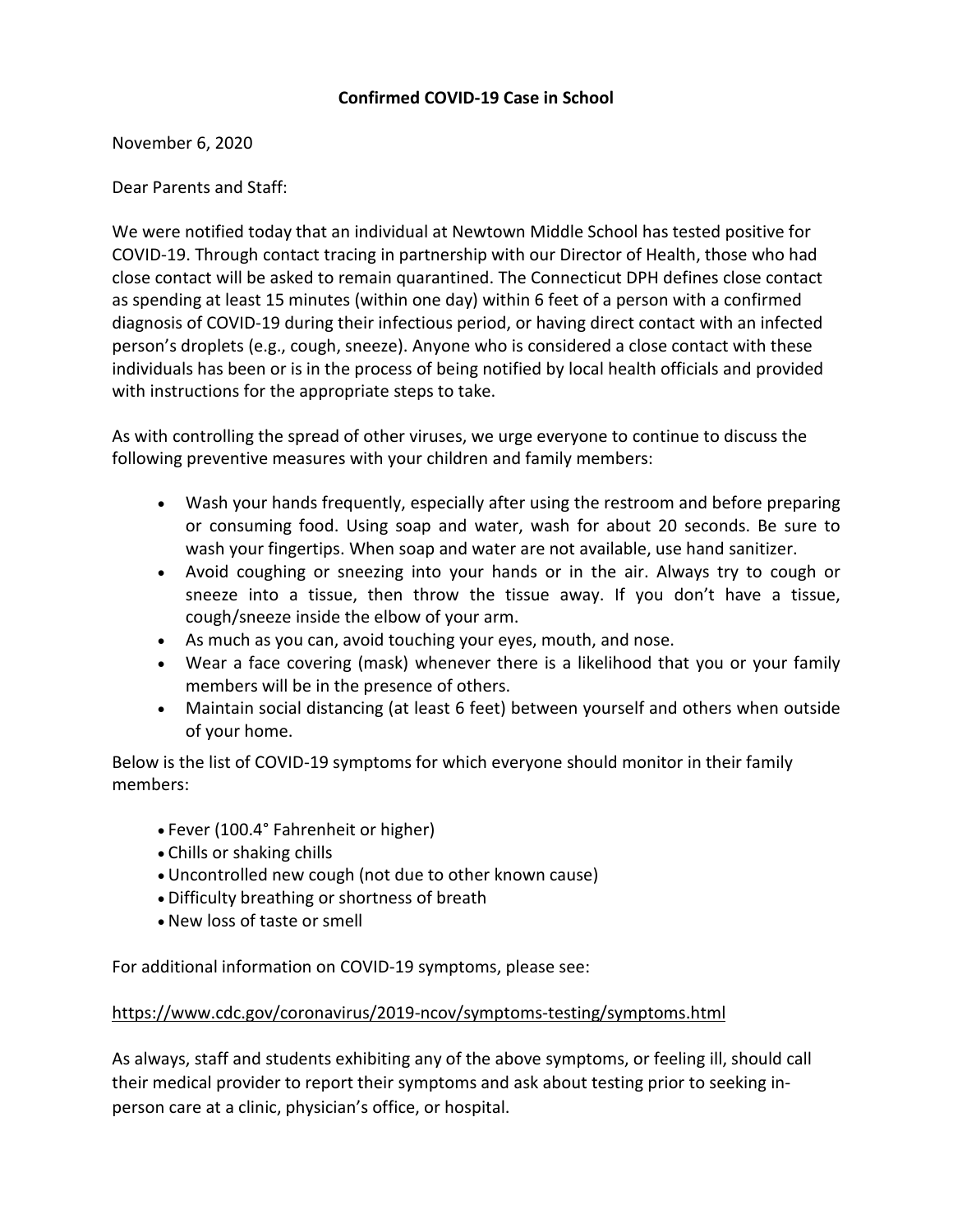**Confirmed COVID-19 Case in School**

November 6, 2020

Dear Parents and Staff:

We were notified today that an individual at Newtown Middle School has tested positive for COVID-19. Through contact tracing in partnership with our Director of Health, those who had close contact will be asked to remain quarantined. The Connecticut DPH defines close contact as spending at least 15 minutes (within one day) within 6 feet of a person with a confirmed diagnosis of COVID-19 during their infectious period, or having direct contact with an infected person's droplets (e.g., cough, sneeze). Anyone who is considered a close contact with these individuals has been or is in the process of being notified by local health officials and provided with instructions for the appropriate steps to take.

As with controlling the spread of other viruses, we urge everyone to continue to discuss the following preventive measures with your children and family members:

- Wash your hands frequently, especially after using the restroom and before preparing or consuming food. Using soap and water, wash for about 20 seconds. Be sure to wash your fingertips. When soap and water are not available, use hand sanitizer.
- Avoid coughing or sneezing into your hands or in the air. Always try to cough or sneeze into a tissue, then throw the tissue away. If you don't have a tissue, cough/sneeze inside the elbow of your arm.
- As much as you can, avoid touching your eyes, mouth, and nose.
- Wear a face covering (mask) whenever there is a likelihood that you or your family members will be in the presence of others.
- Maintain social distancing (at least 6 feet) between yourself and others when outside of your home.

Below is the list of COVID-19 symptoms for which everyone should monitor in their family members:

- Fever (100.4° Fahrenheit or higher)
- Chills or shaking chills
- Uncontrolled new cough (not due to other known cause)
- Difficulty breathing or shortness of breath
- New loss of taste or smell

For additional information on COVID-19 symptoms, please see:

https://www.cdc.gov/coronavirus/2019-ncov/symptoms-testing/symptoms.html

As always, staff and students exhibiting any of the above symptoms, or feeling ill, should call their medical provider to report their symptoms and ask about testing prior to seeking in-person care at a clinic, physician's office, or hospital.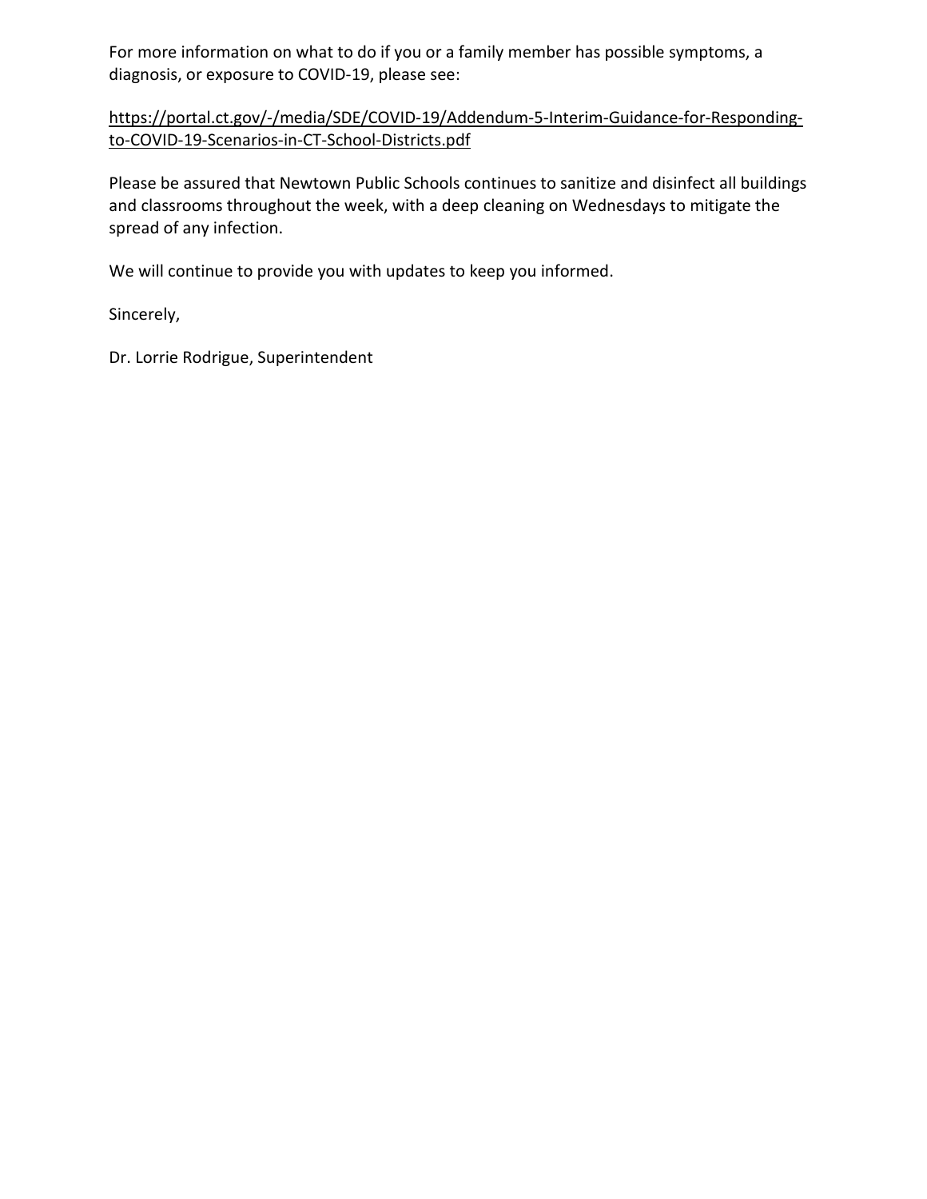For more information on what to do if you or a family member has possible symptoms, a diagnosis, or exposure to COVID-19, please see:

https://portal.ct.gov/-/media/SDE/COVID-19/Addendum-5-Interim-Guidance-for-Responding-to-COVID-19-Scenarios-in-CT-School-Districts.pdf

Please be assured that Newtown Public Schools continues to sanitize and disinfect all buildings and classrooms throughout the week, with a deep cleaning on Wednesdays to mitigate the spread of any infection.

We will continue to provide you with updates to keep you informed.

Sincerely,

Dr. Lorrie Rodrigue, Superintendent